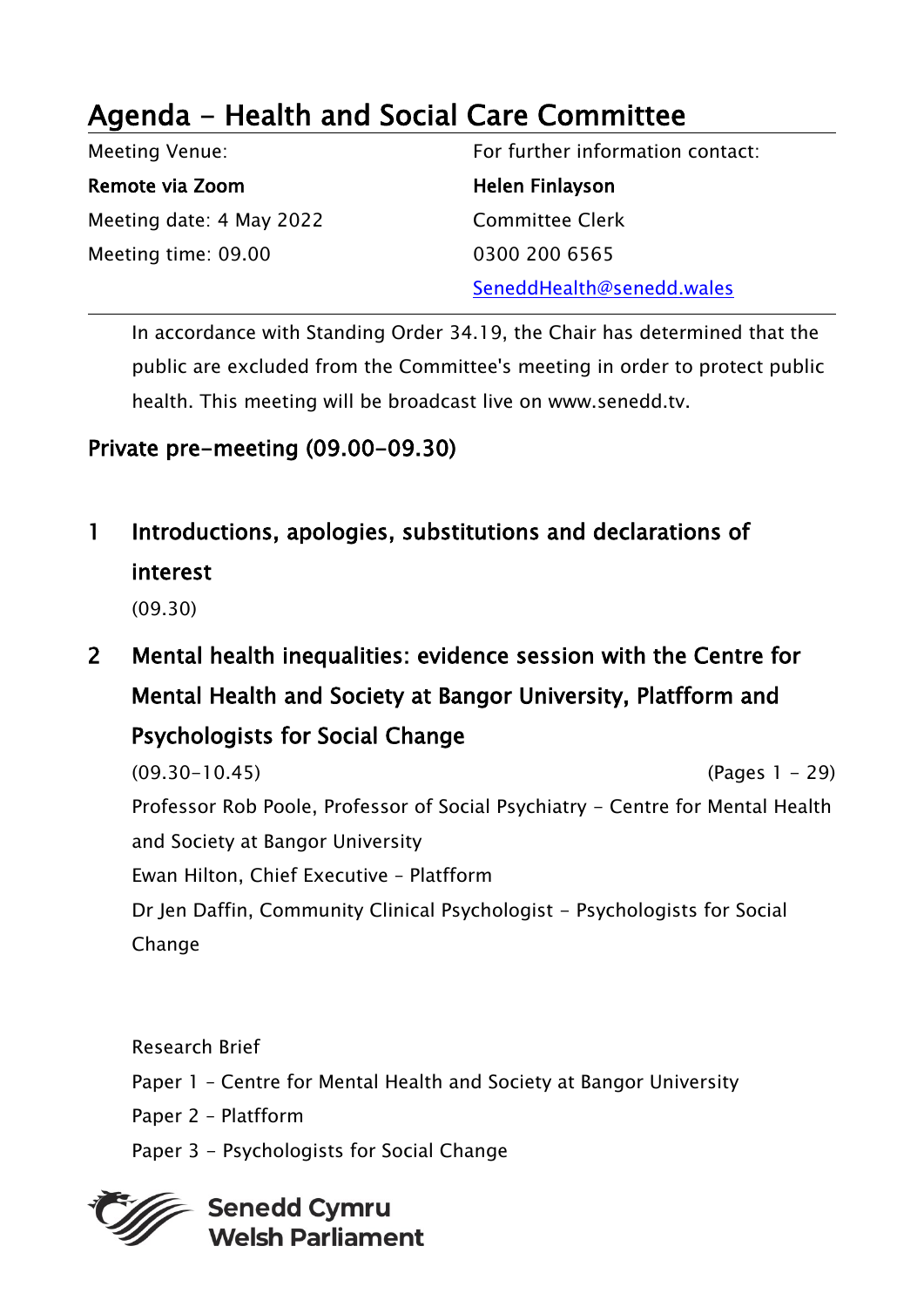# Agenda - Health and Social Care Committee

| Meeting Venue: | For further information contact: |
| --- | --- |
| **Remote via Zoom** | **Helen Finlayson** |
| Meeting date: 4 May 2022 | Committee Clerk |
| Meeting time: 09.00 | 0300 200 6565 |
| | SeneddHealth@senedd.wales |

In accordance with Standing Order 34.19, the Chair has determined that the public are excluded from the Committee's meeting in order to protect public health. This meeting will be broadcast live on www.senedd.tv.

## Private pre-meeting (09.00-09.30)

## 1 Introductions, apologies, substitutions and declarations of interest

(09.30)

## 2 Mental health inequalities: evidence session with the Centre for Mental Health and Society at Bangor University, Platfform and Psychologists for Social Change

(09.30-10.45) (Pages 1 - 29)

Professor Rob Poole, Professor of Social Psychiatry - Centre for Mental Health and Society at Bangor University

Ewan Hilton, Chief Executive – Platfform

Dr Jen Daffin, Community Clinical Psychologist - Psychologists for Social Change

Research Brief

Paper 1 – Centre for Mental Health and Society at Bangor University

Paper 2 – Platfform

Paper 3 – Psychologists for Social Change

**Senedd Cymru**
**Welsh Parliament**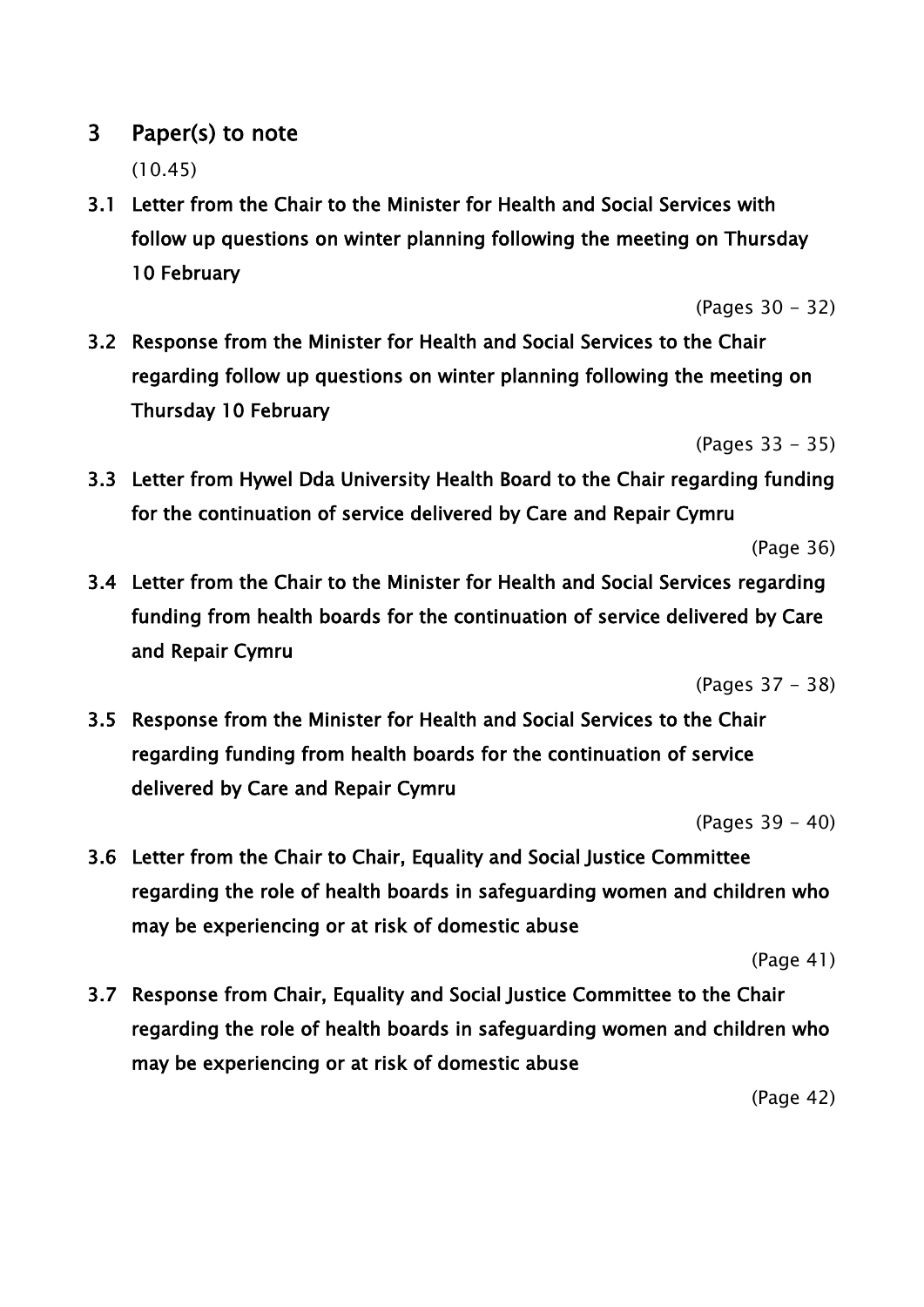## 3 Paper(s) to note

(10.45)

**3.1 Letter from the Chair to the Minister for Health and Social Services with follow up questions on winter planning following the meeting on Thursday 10 February**

(Pages 30 - 32)

**3.2 Response from the Minister for Health and Social Services to the Chair regarding follow up questions on winter planning following the meeting on Thursday 10 February**

(Pages 33 - 35)

**3.3 Letter from Hywel Dda University Health Board to the Chair regarding funding for the continuation of service delivered by Care and Repair Cymru**

(Page 36)

**3.4 Letter from the Chair to the Minister for Health and Social Services regarding funding from health boards for the continuation of service delivered by Care and Repair Cymru**

(Pages 37 - 38)

**3.5 Response from the Minister for Health and Social Services to the Chair regarding funding from health boards for the continuation of service delivered by Care and Repair Cymru**

(Pages 39 - 40)

**3.6 Letter from the Chair to Chair, Equality and Social Justice Committee regarding the role of health boards in safeguarding women and children who may be experiencing or at risk of domestic abuse**

(Page 41)

**3.7 Response from Chair, Equality and Social Justice Committee to the Chair regarding the role of health boards in safeguarding women and children who may be experiencing or at risk of domestic abuse**

(Page 42)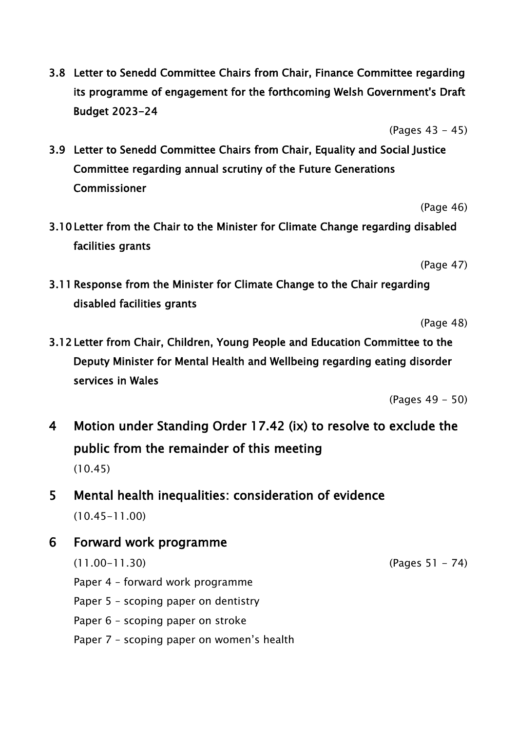**3.8 Letter to Senedd Committee Chairs from Chair, Finance Committee regarding its programme of engagement for the forthcoming Welsh Government's Draft Budget 2023-24**

(Pages 43 - 45)

**3.9 Letter to Senedd Committee Chairs from Chair, Equality and Social Justice Committee regarding annual scrutiny of the Future Generations Commissioner**

(Page 46)

**3.10 Letter from the Chair to the Minister for Climate Change regarding disabled facilities grants**

(Page 47)

**3.11 Response from the Minister for Climate Change to the Chair regarding disabled facilities grants**

(Page 48)

**3.12 Letter from Chair, Children, Young People and Education Committee to the Deputy Minister for Mental Health and Wellbeing regarding eating disorder services in Wales**

(Pages 49 - 50)

## 4 Motion under Standing Order 17.42 (ix) to resolve to exclude the public from the remainder of this meeting

(10.45)

## 5 Mental health inequalities: consideration of evidence

(10.45-11.00)

## 6 Forward work programme

(11.00-11.30) (Pages 51 - 74)

Paper 4 – forward work programme

Paper 5 – scoping paper on dentistry

Paper 6 – scoping paper on stroke

Paper 7 – scoping paper on women's health